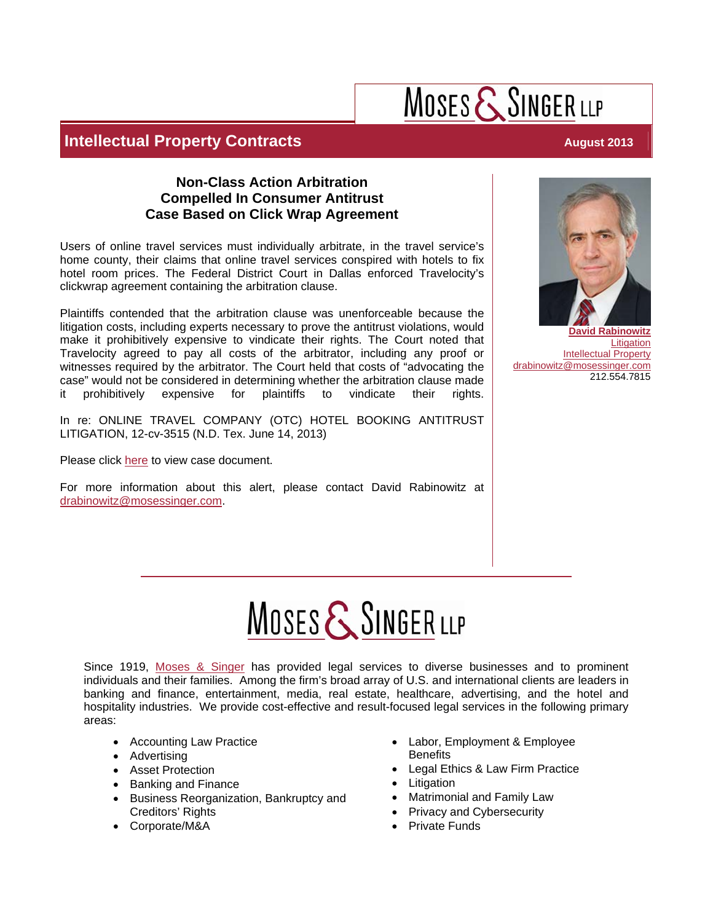MOSES & SINGER LLP

## Intellectual Property Contracts

August 2013

### Non-Class Action Arbitration Compelled In Consumer Antitrust Case Based on Click Wrap Agreement

Users of online travel services must individually arbitrate, in the travel service's home county, their claims that online travel services conspired with hotels to fix hotel room prices. The Federal District Court in Dallas enforced Travelocity's clickwrap agreement containing the arbitration clause.

Plaintiffs contended that the arbitration clause was unenforceable because the litigation costs, including experts necessary to prove the antitrust violations, would make it prohibitively expensive to vindicate their rights. The Court noted that Travelocity agreed to pay all costs of the arbitrator, including any proof or witnesses required by the arbitrator. The Court held that costs of "advocating the case" would not be considered in determining whether the arbitration clause made it prohibitively expensive for plaintiffs to vindicate their rights.

In re: ONLINE TRAVEL COMPANY (OTC) HOTEL BOOKING ANTITRUST LITIGATION, 12-cv-3515 (N.D. Tex. June 14, 2013)

Please click here to view case document.

For more information about this alert, please contact David Rabinowitz at drabinowitz@mosessinger.com.

**David Rabinowitz**
Litigation
Intellectual Property
drabinowitz@mosessinger.com
212.554.7815

---

MOSES & SINGER LLP

Since 1919, Moses & Singer has provided legal services to diverse businesses and to prominent individuals and their families. Among the firm's broad array of U.S. and international clients are leaders in banking and finance, entertainment, media, real estate, healthcare, advertising, and the hotel and hospitality industries. We provide cost-effective and result-focused legal services in the following primary areas:

- Accounting Law Practice
- Advertising
- Asset Protection
- Banking and Finance
- Business Reorganization, Bankruptcy and Creditors' Rights
- Corporate/M&A
- Labor, Employment & Employee Benefits
- Legal Ethics & Law Firm Practice
- Litigation
- Matrimonial and Family Law
- Privacy and Cybersecurity
- Private Funds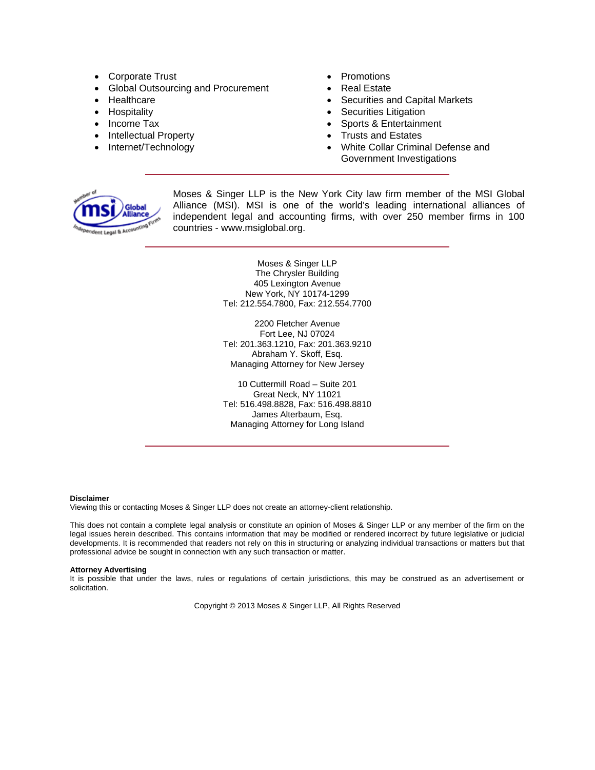- Corporate Trust
- Global Outsourcing and Procurement
- Healthcare
- Hospitality
- Income Tax
- Intellectual Property
- Internet/Technology
- Promotions
- Real Estate
- Securities and Capital Markets
- Securities Litigation
- Sports & Entertainment
- Trusts and Estates
- White Collar Criminal Defense and Government Investigations

---

Moses & Singer LLP is the New York City law firm member of the MSI Global Alliance (MSI). MSI is one of the world's leading international alliances of independent legal and accounting firms, with over 250 member firms in 100 countries - www.msiglobal.org.

---

Moses & Singer LLP
The Chrysler Building
405 Lexington Avenue
New York, NY 10174-1299
Tel: 212.554.7800, Fax: 212.554.7700

2200 Fletcher Avenue
Fort Lee, NJ 07024
Tel: 201.363.1210, Fax: 201.363.9210
Abraham Y. Skoff, Esq.
Managing Attorney for New Jersey

10 Cuttermill Road – Suite 201
Great Neck, NY 11021
Tel: 516.498.8828, Fax: 516.498.8810
James Alterbaum, Esq.
Managing Attorney for Long Island

---

**Disclaimer**
Viewing this or contacting Moses & Singer LLP does not create an attorney-client relationship.

This does not contain a complete legal analysis or constitute an opinion of Moses & Singer LLP or any member of the firm on the legal issues herein described. This contains information that may be modified or rendered incorrect by future legislative or judicial developments. It is recommended that readers not rely on this in structuring or analyzing individual transactions or matters but that professional advice be sought in connection with any such transaction or matter.

**Attorney Advertising**
It is possible that under the laws, rules or regulations of certain jurisdictions, this may be construed as an advertisement or solicitation.

Copyright © 2013 Moses & Singer LLP, All Rights Reserved